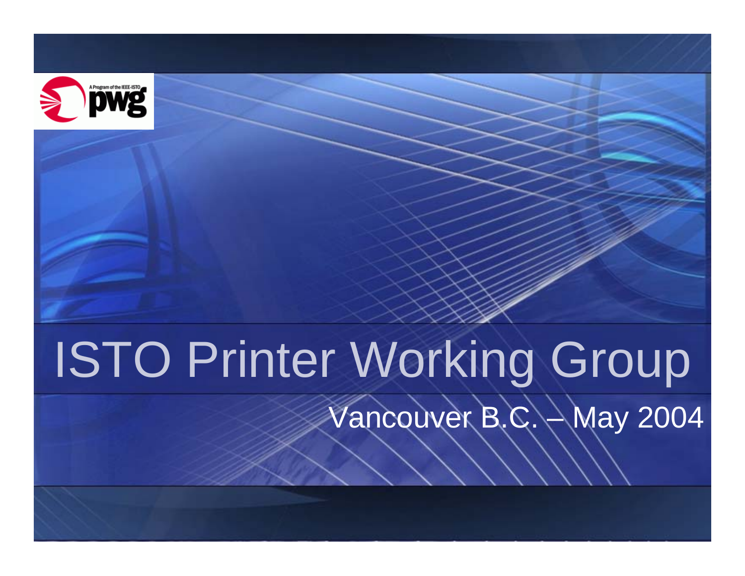# ISTO Printer Working Group

Vancouver B.C. – May 2004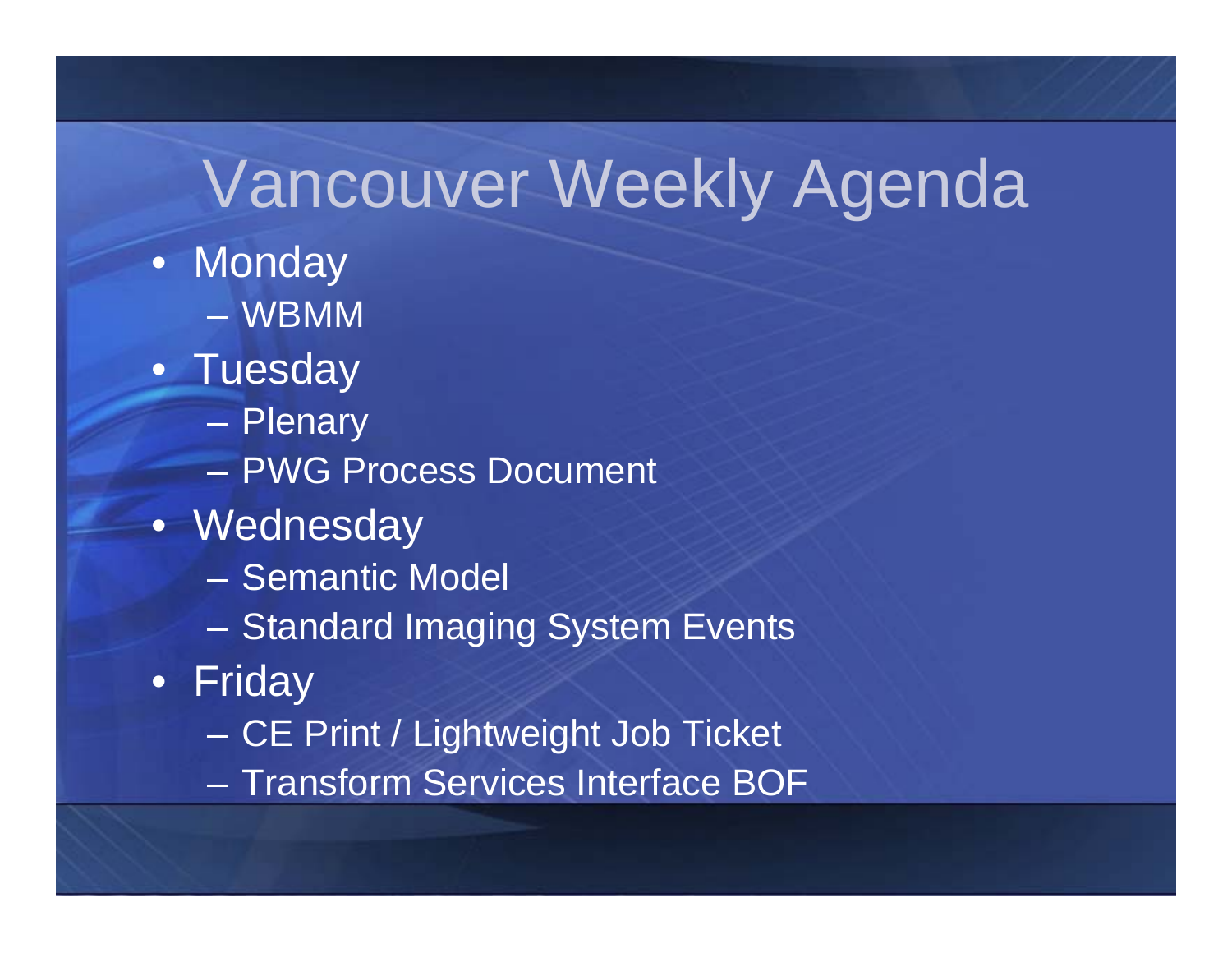# Vancouver Weekly Agenda

- Monday
  - WBMM
- Tuesday
  - Plenary
  - PWG Process Document
- Wednesday
  - Semantic Model
  - Standard Imaging System Events
- Friday
  - CE Print / Lightweight Job Ticket
  - Transform Services Interface BOF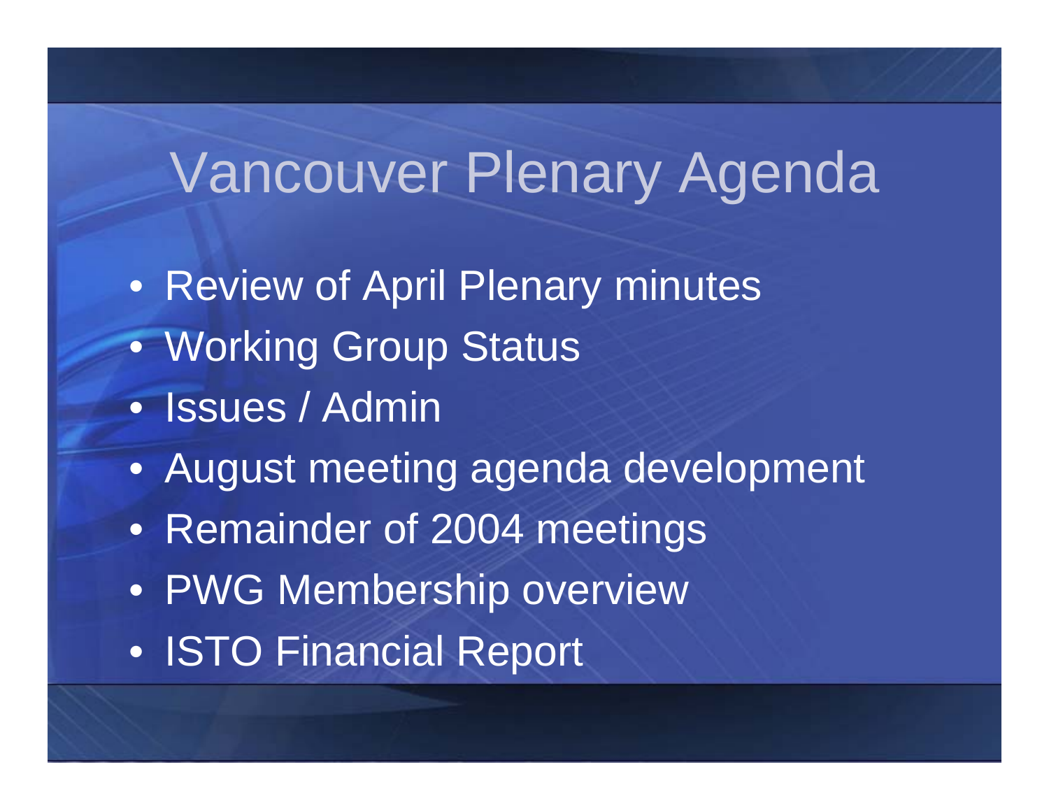# Vancouver Plenary Agenda

- Review of April Plenary minutes
- Working Group Status
- Issues / Admin
- August meeting agenda development
- Remainder of 2004 meetings
- PWG Membership overview
- ISTO Financial Report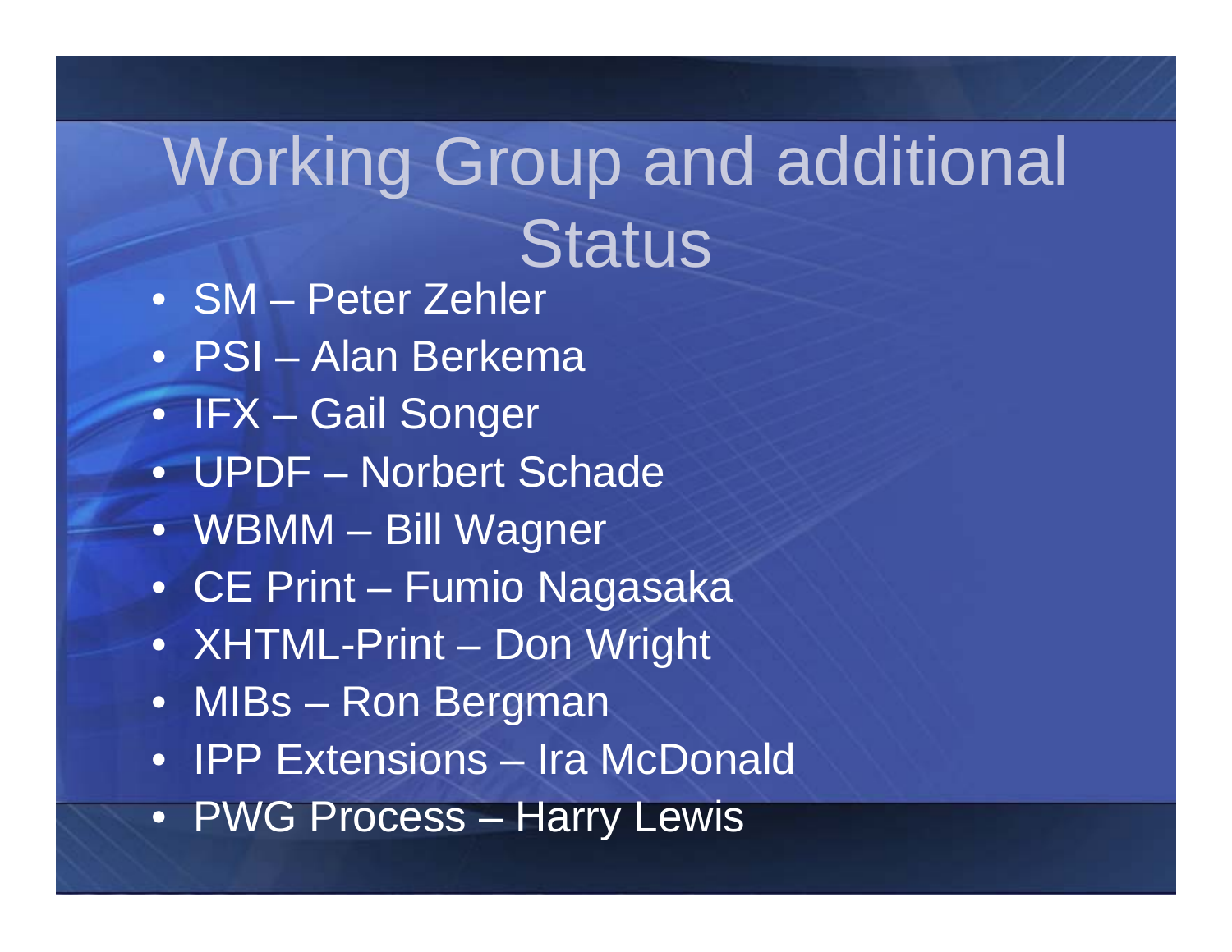# Working Group and additional Status

- SM – Peter Zehler
- PSI – Alan Berkema
- IFX – Gail Songer
- UPDF – Norbert Schade
- WBMM – Bill Wagner
- CE Print – Fumio Nagasaka
- XHTML-Print – Don Wright
- MIBs – Ron Bergman
- IPP Extensions – Ira McDonald
- PWG Process – Harry Lewis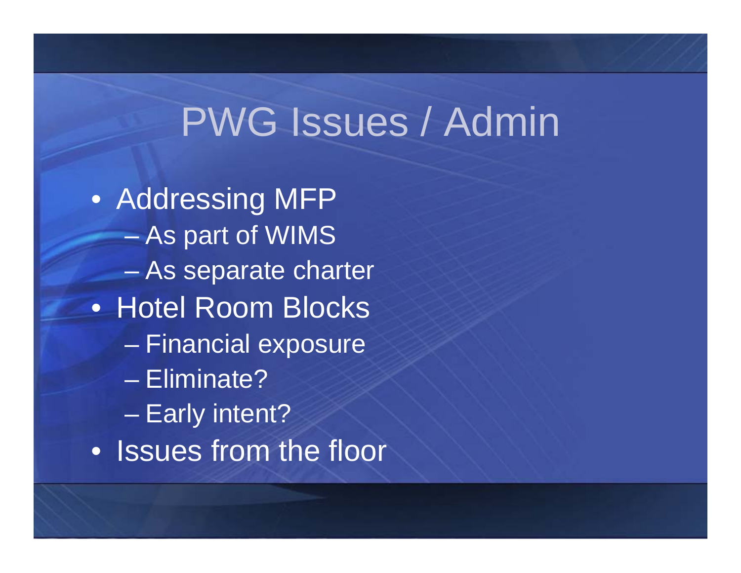# PWG Issues / Admin

- Addressing MFP
  - As part of WIMS
  - As separate charter
- Hotel Room Blocks
  - Financial exposure
  - Eliminate?
  - Early intent?
- Issues from the floor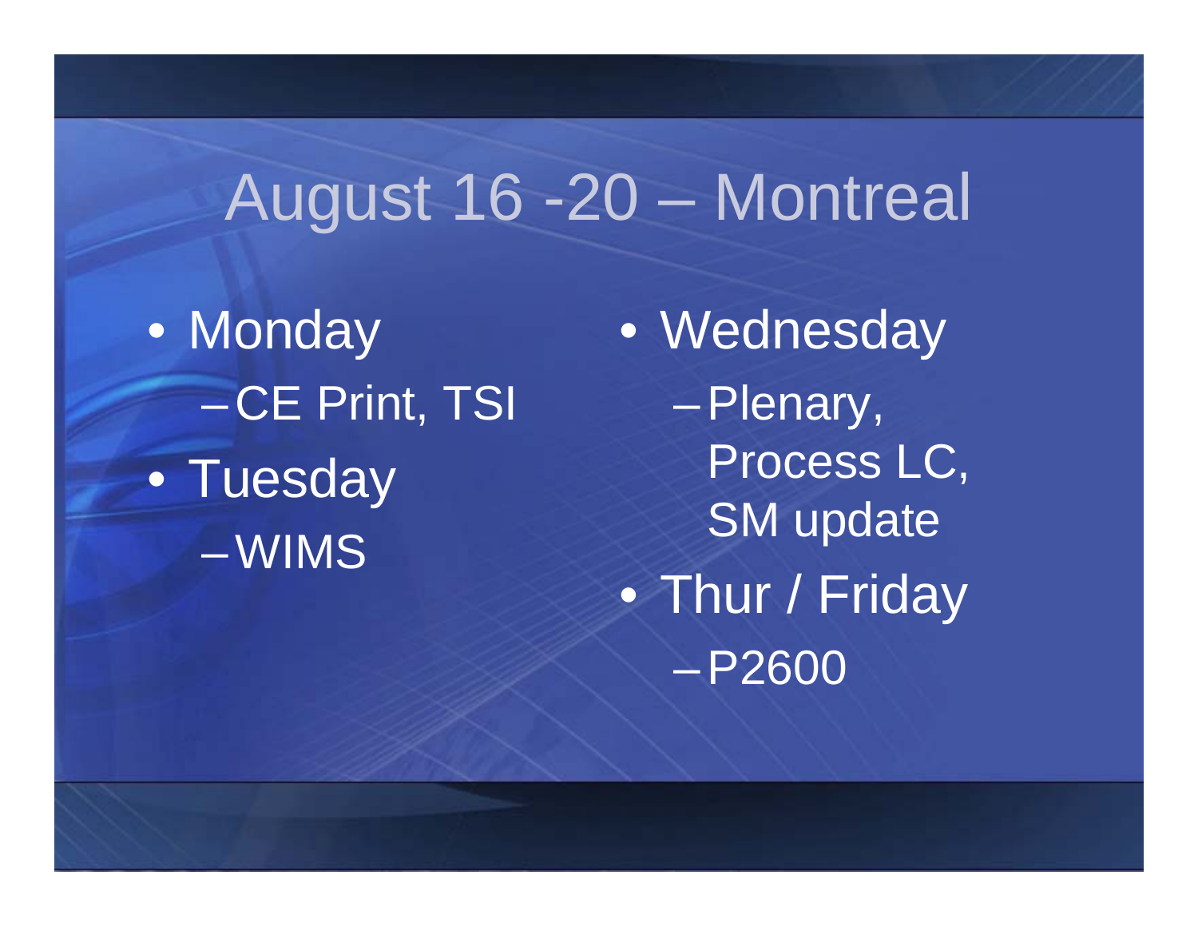# August 16 -20 – Montreal

- Monday
  - CE Print, TSI
- Tuesday
  - WIMS
- Wednesday
  - Plenary, Process LC, SM update
- Thur / Friday
  - P2600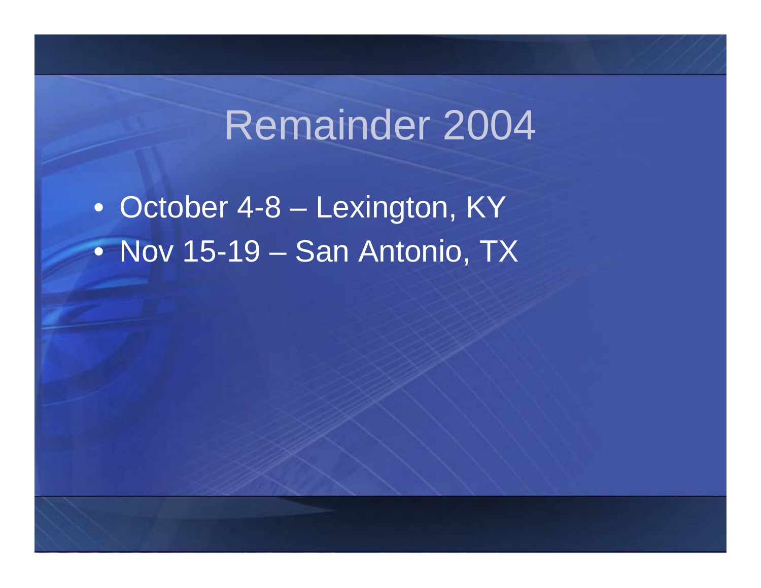# Remainder 2004

- October 4-8 – Lexington, KY
- Nov 15-19 – San Antonio, TX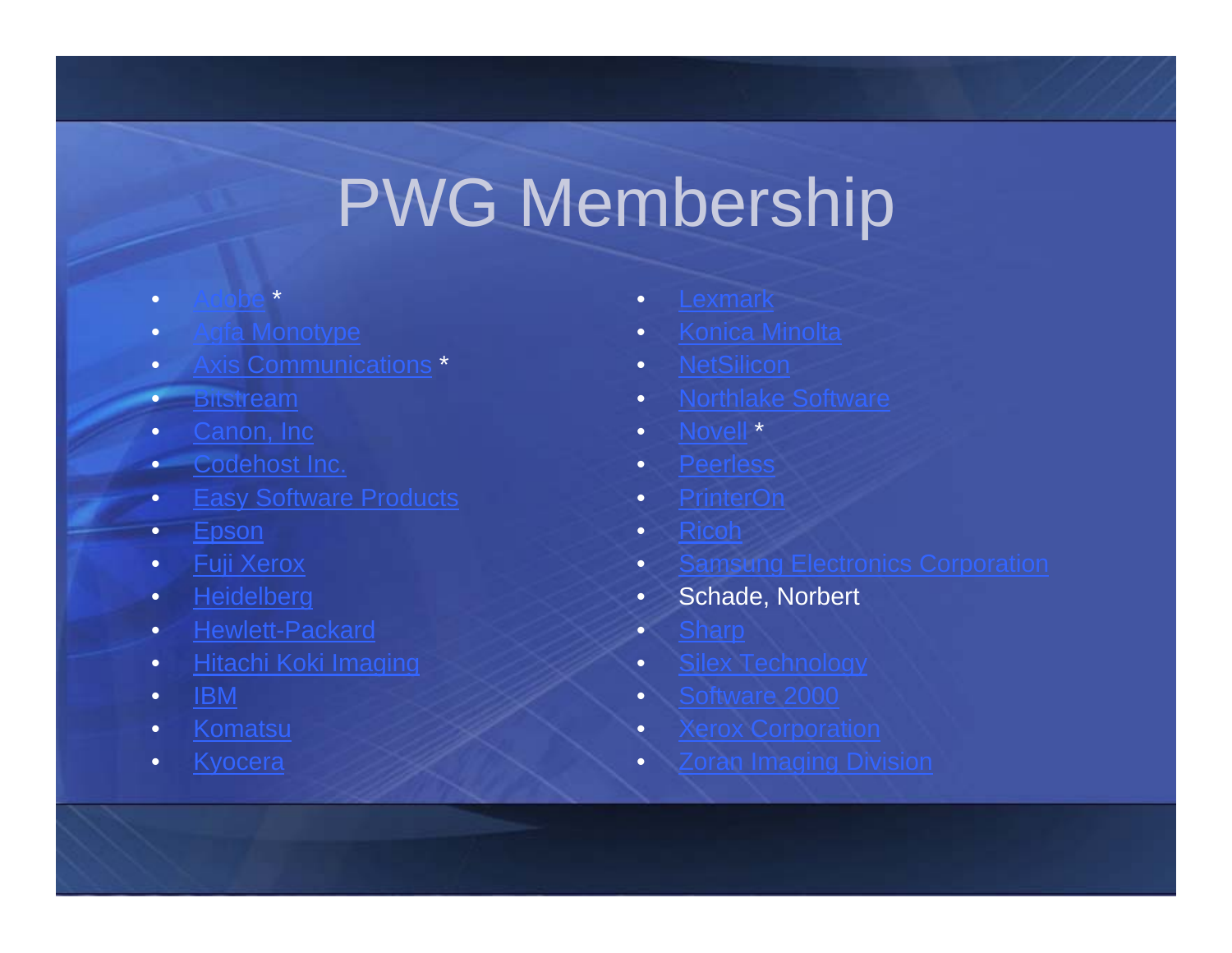# PWG Membership

- Adobe *
- Agfa Monotype
- Axis Communications *
- Bitstream
- Canon, Inc
- Codehost Inc.
- Easy Software Products
- Epson
- Fuji Xerox
- Heidelberg
- Hewlett-Packard
- Hitachi Koki Imaging
- IBM
- Komatsu
- Kyocera
- Lexmark
- Konica Minolta
- NetSilicon
- Northlake Software
- Novell *
- Peerless
- PrinterOn
- Ricoh
- Samsung Electronics Corporation
- Schade, Norbert
- Sharp
- Silex Technology
- Software 2000
- Xerox Corporation
- Zoran Imaging Division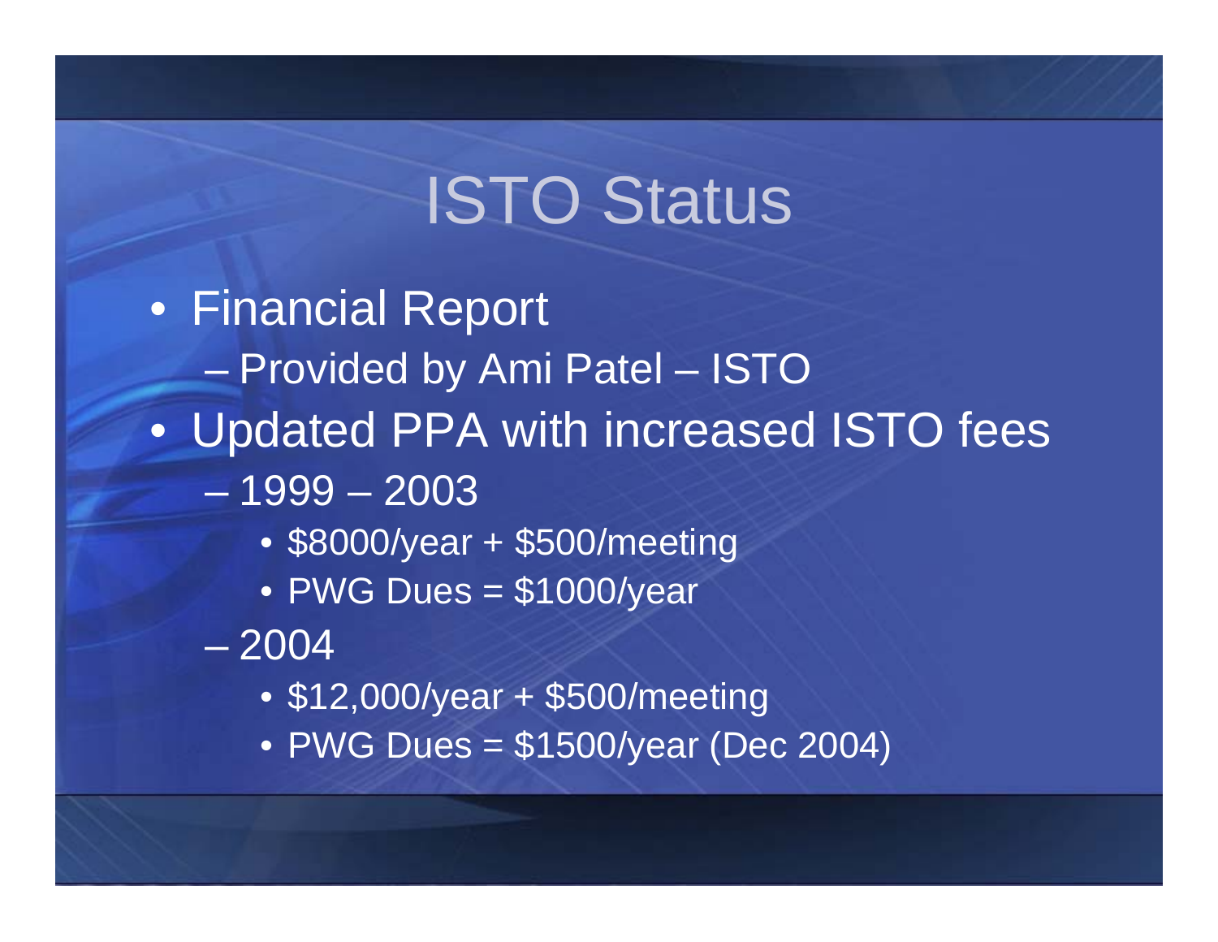# ISTO Status

- Financial Report
  - Provided by Ami Patel – ISTO
- Updated PPA with increased ISTO fees
  - 1999 – 2003
    - $8000/year + $500/meeting
    - PWG Dues = $1000/year
  - 2004
    - $12,000/year + $500/meeting
    - PWG Dues = $1500/year (Dec 2004)